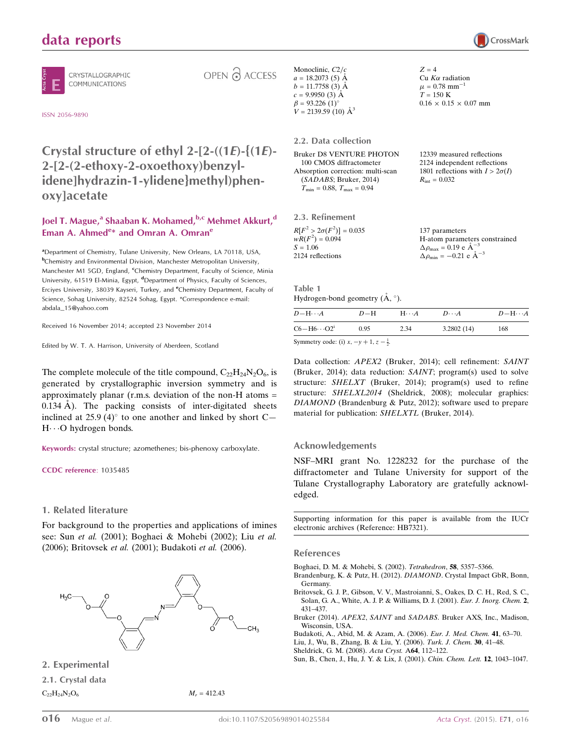# Crystal structure of ethyl 2-[2-((1*E*)-{(1*E*)-2-[2-(2-ethoxy-2-oxoethoxy)benzylidene]hydrazin-1-ylidene}methyl)phenoxy]acetate

**Joel T. Mague,[a] Shaaban K. Mohamed,[b,c] Mehmet Akkurt,[d] Eman A. Ahmed[e]* and Omran A. Omran[e]**

[a]Department of Chemistry, Tulane University, New Orleans, LA 70118, USA, [b]Chemistry and Environmental Division, Manchester Metropolitan University, Manchester M1 5GD, England, [c]Chemistry Department, Faculty of Science, Minia University, 61519 El-Minia, Egypt, [d]Department of Physics, Faculty of Sciences, Erciyes University, 38039 Kayseri, Turkey, and [e]Chemistry Department, Faculty of Science, Sohag University, 82524 Sohag, Egypt. *Correspondence e-mail: abdala_15@yahoo.com

Received 16 November 2014; accepted 23 November 2014

Edited by W. T. A. Harrison, University of Aberdeen, Scotland

The complete molecule of the title compound, $C_{22}H_{24}N_2O_6$, is generated by crystallographic inversion symmetry and is approximately planar (r.m.s. deviation of the non-H atoms = 0.134 Å). The packing consists of inter-digitated sheets inclined at 25.9 (4)° to one another and linked by short C—H⋯O hydrogen bonds.

**Keywords:** crystal structure; azomethenes; bis-phenoxy carboxylate.

**CCDC reference**: 1035485

## 1. Related literature

For background to the properties and applications of imines see: Sun *et al.* (2001); Boghaei & Mohebi (2002); Liu *et al.* (2006); Britovsek *et al.* (2001); Budakoti *et al.* (2006).

## 2. Experimental

### 2.1. Crystal data

$C_{22}H_{24}N_2O_6$
$M_r = 412.43$
Monoclinic, $C2/c$
$a = 18.2073$ (5) Å
$b = 11.7758$ (3) Å
$c = 9.9950$ (3) Å
$\beta = 93.226$ (1)°
$V = 2139.59$ (10) Å$^3$
$Z = 4$
Cu $K\alpha$ radiation
$\mu = 0.78$ mm$^{-1}$
$T = 150$ K
0.16 × 0.15 × 0.07 mm

### 2.2. Data collection

Bruker D8 VENTURE PHOTON 100 CMOS diffractometer
Absorption correction: multi-scan (*SADABS*; Bruker, 2014)
$T_{min} = 0.88$, $T_{max} = 0.94$
12339 measured reflections
2124 independent reflections
1801 reflections with $I > 2\sigma(I)$
$R_{int} = 0.032$

### 2.3. Refinement

$R[F^2 > 2\sigma(F^2)] = 0.035$
$wR(F^2) = 0.094$
$S = 1.06$
2124 reflections
137 parameters
H-atom parameters constrained
$\Delta\rho_{max} = 0.19$ e Å$^{-3}$
$\Delta\rho_{min} = -0.21$ e Å$^{-3}$

**Table 1**
Hydrogen-bond geometry (Å, °).

| $D$—H⋯$A$ | $D$—H | H⋯$A$ | $D$⋯$A$ | $D$—H⋯$A$ |
|---|---|---|---|---|
| C6—H6⋯O2[i] | 0.95 | 2.34 | 3.2802 (14) | 168 |

Symmetry code: (i) $x, -y+1, z-\frac{1}{2}$.

Data collection: *APEX2* (Bruker, 2014); cell refinement: *SAINT* (Bruker, 2014); data reduction: *SAINT*; program(s) used to solve structure: *SHELXT* (Bruker, 2014); program(s) used to refine structure: *SHELXL2014* (Sheldrick, 2008); molecular graphics: *DIAMOND* (Brandenburg & Putz, 2012); software used to prepare material for publication: *SHELXTL* (Bruker, 2014).

## Acknowledgements

NSF–MRI grant No. 1228232 for the purchase of the diffractometer and Tulane University for support of the Tulane Crystallography Laboratory are gratefully acknowledged.

Supporting information for this paper is available from the IUCr electronic archives (Reference: HB7321).

## References

Boghaei, D. M. & Mohebi, S. (2002). *Tetrahedron*, **58**, 5357–5366.
Brandenburg, K. & Putz, H. (2012). *DIAMOND*. Crystal Impact GbR, Bonn, Germany.
Britovsek, G. J. P., Gibson, V. V., Mastroianni, S., Oakes, D. C. H., Red, S. C., Solan, G. A., White, A. J. P. & Williams, D. J. (2001). *Eur. J. Inorg. Chem.* **2**, 431–437.
Bruker (2014). *APEX2*, *SAINT* and *SADABS*. Bruker AXS, Inc., Madison, Wisconsin, USA.
Budakoti, A., Abid, M. & Azam, A. (2006). *Eur. J. Med. Chem.* **41**, 63–70.
Liu, J., Wu, B., Zhang, B. & Liu, Y. (2006). *Turk. J. Chem.* **30**, 41–48.
Sheldrick, G. M. (2008). *Acta Cryst.* A**64**, 112–122.
Sun, B., Chen, J., Hu, J. Y. & Lix, J. (2001). *Chin. Chem. Lett.* **12**, 1043–1047.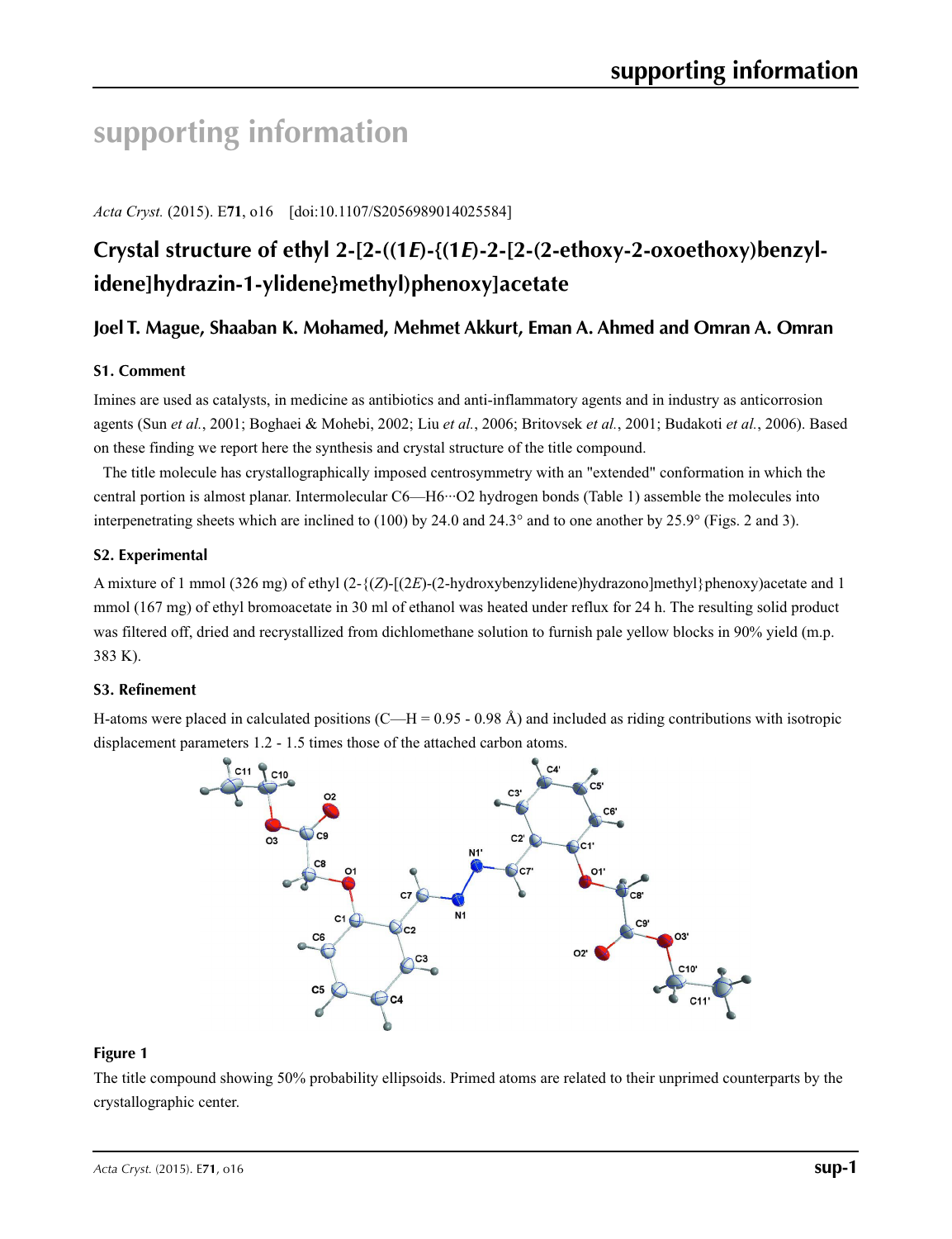# supporting information

*Acta Cryst.* (2015). E**71**, o16 [doi:10.1107/S2056989014025584]

## Crystal structure of ethyl 2-[2-((1*E*)-{(1*E*)-2-[2-(2-ethoxy-2-oxoethoxy)benzylidene]hydrazin-1-ylidene}methyl)phenoxy]acetate

### Joel T. Mague, Shaaban K. Mohamed, Mehmet Akkurt, Eman A. Ahmed and Omran A. Omran

### S1. Comment

Imines are used as catalysts, in medicine as antibiotics and anti-inflammatory agents and in industry as anticorrosion agents (Sun *et al.*, 2001; Boghaei & Mohebi, 2002; Liu *et al.*, 2006; Britovsek *et al.*, 2001; Budakoti *et al.*, 2006). Based on these finding we report here the synthesis and crystal structure of the title compound.

The title molecule has crystallographically imposed centrosymmetry with an "extended" conformation in which the central portion is almost planar. Intermolecular C6—H6···O2 hydrogen bonds (Table 1) assemble the molecules into interpenetrating sheets which are inclined to (100) by 24.0 and 24.3° and to one another by 25.9° (Figs. 2 and 3).

### S2. Experimental

A mixture of 1 mmol (326 mg) of ethyl (2-{(*Z*)-[(2*E*)-(2-hydroxybenzylidene)hydrazono]methyl}phenoxy)acetate and 1 mmol (167 mg) of ethyl bromoacetate in 30 ml of ethanol was heated under reflux for 24 h. The resulting solid product was filtered off, dried and recrystallized from dichlomethane solution to furnish pale yellow blocks in 90% yield (m.p. 383 K).

### S3. Refinement

H-atoms were placed in calculated positions (C—H = 0.95 - 0.98 Å) and included as riding contributions with isotropic displacement parameters 1.2 - 1.5 times those of the attached carbon atoms.

**Figure 1**

The title compound showing 50% probability ellipsoids. Primed atoms are related to their unprimed counterparts by the crystallographic center.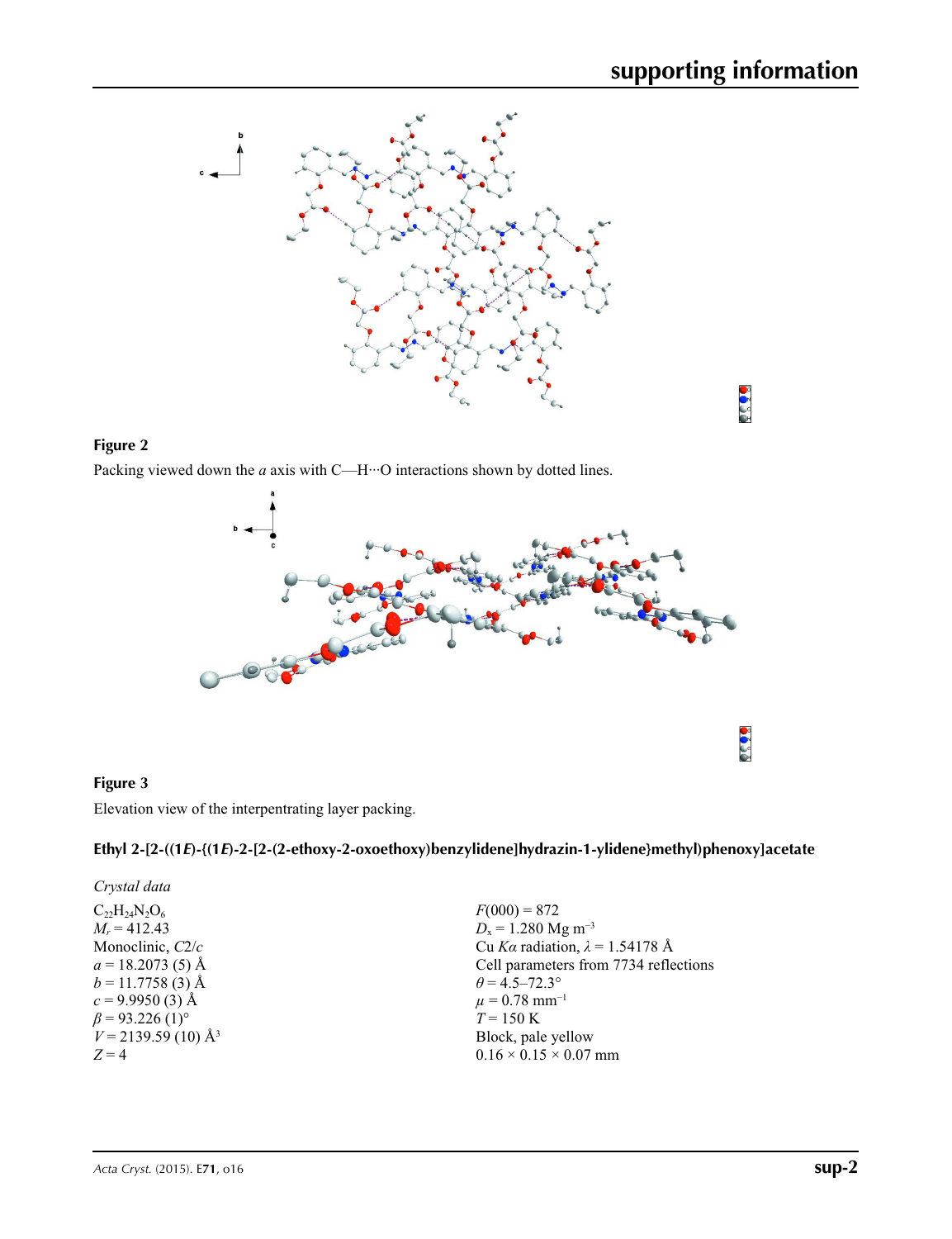**Figure 2**

Packing viewed down the *a* axis with C—H···O interactions shown by dotted lines.

**Figure 3**

Elevation view of the interpentrating layer packing.

## Ethyl 2-[2-((1*E*)-{(1*E*)-2-[2-(2-ethoxy-2-oxoethoxy)benzylidene]hydrazin-1-ylidene}methyl)phenoxy]acetate

### *Crystal data*

$C_{22}H_{24}N_2O_6$
$M_r$ = 412.43
Monoclinic, $C2/c$
$a$ = 18.2073 (5) Å
$b$ = 11.7758 (3) Å
$c$ = 9.9950 (3) Å
$\beta$ = 93.226 (1)°
$V$ = 2139.59 (10) Å$^3$
$Z$ = 4

$F(000)$ = 872
$D_x$ = 1.280 Mg m$^{-3}$
Cu $K\alpha$ radiation, $\lambda$ = 1.54178 Å
Cell parameters from 7734 reflections
$\theta$ = 4.5–72.3°
$\mu$ = 0.78 mm$^{-1}$
$T$ = 150 K
Block, pale yellow
0.16 × 0.15 × 0.07 mm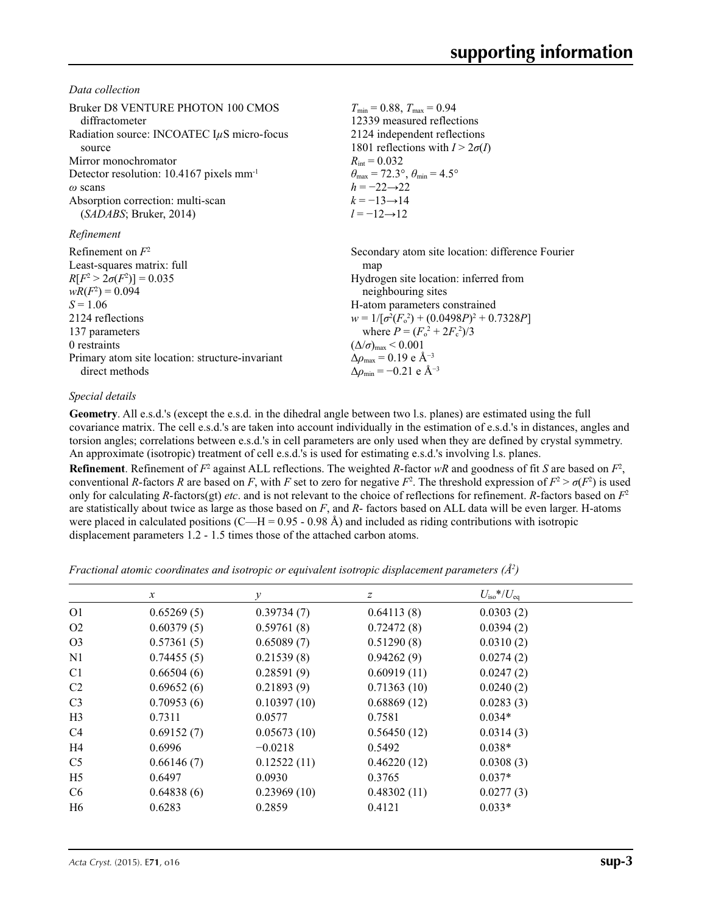*Data collection*

Bruker D8 VENTURE PHOTON 100 CMOS diffractometer
Radiation source: INCOATEC IμS micro-focus source
Mirror monochromator
Detector resolution: 10.4167 pixels mm$^{-1}$
ω scans
Absorption correction: multi-scan (*SADABS*; Bruker, 2014)
$T_{min}$ = 0.88, $T_{max}$ = 0.94
12339 measured reflections
2124 independent reflections
1801 reflections with $I > 2\sigma(I)$
$R_{int}$ = 0.032
$\theta_{max}$ = 72.3°, $\theta_{min}$ = 4.5°
$h$ = −22→22
$k$ = −13→14
$l$ = −12→12

*Refinement*

Refinement on $F^2$
Least-squares matrix: full
$R[F^2 > 2\sigma(F^2)]$ = 0.035
$wR(F^2)$ = 0.094
$S$ = 1.06
2124 reflections
137 parameters
0 restraints
Primary atom site location: structure-invariant direct methods
Secondary atom site location: difference Fourier map
Hydrogen site location: inferred from neighbouring sites
H-atom parameters constrained
$w = 1/[\sigma^2(F_o^2) + (0.0498P)^2 + 0.7328P]$ where $P = (F_o^2 + 2F_c^2)/3$
$(\Delta/\sigma)_{max}$ < 0.001
$\Delta\rho_{max}$ = 0.19 e Å$^{-3}$
$\Delta\rho_{min}$ = −0.21 e Å$^{-3}$

*Special details*

**Geometry**. All e.s.d.'s (except the e.s.d. in the dihedral angle between two l.s. planes) are estimated using the full covariance matrix. The cell e.s.d.'s are taken into account individually in the estimation of e.s.d.'s in distances, angles and torsion angles; correlations between e.s.d.'s in cell parameters are only used when they are defined by crystal symmetry. An approximate (isotropic) treatment of cell e.s.d.'s is used for estimating e.s.d.'s involving l.s. planes.

**Refinement**. Refinement of $F^2$ against ALL reflections. The weighted $R$-factor $wR$ and goodness of fit $S$ are based on $F^2$, conventional $R$-factors $R$ are based on $F$, with $F$ set to zero for negative $F^2$. The threshold expression of $F^2 > \sigma(F^2)$ is used only for calculating $R$-factors(gt) *etc*. and is not relevant to the choice of reflections for refinement. $R$-factors based on $F^2$ are statistically about twice as large as those based on $F$, and $R$- factors based on ALL data will be even larger. H-atoms were placed in calculated positions (C—H = 0.95 - 0.98 Å) and included as riding contributions with isotropic displacement parameters 1.2 - 1.5 times those of the attached carbon atoms.

*Fractional atomic coordinates and isotropic or equivalent isotropic displacement parameters (Å$^2$)*

| | $x$ | $y$ | $z$ | $U_{iso}$*/$U_{eq}$ |
|---|---|---|---|---|
| O1 | 0.65269 (5) | 0.39734 (7) | 0.64113 (8) | 0.0303 (2) |
| O2 | 0.60379 (5) | 0.59761 (8) | 0.72472 (8) | 0.0394 (2) |
| O3 | 0.57361 (5) | 0.65089 (7) | 0.51290 (8) | 0.0310 (2) |
| N1 | 0.74455 (5) | 0.21539 (8) | 0.94262 (9) | 0.0274 (2) |
| C1 | 0.66504 (6) | 0.28591 (9) | 0.60919 (11) | 0.0247 (2) |
| C2 | 0.69652 (6) | 0.21893 (9) | 0.71363 (10) | 0.0240 (2) |
| C3 | 0.70953 (6) | 0.10397 (10) | 0.68869 (12) | 0.0283 (3) |
| H3 | 0.7311 | 0.0577 | 0.7581 | 0.034* |
| C4 | 0.69152 (7) | 0.05673 (10) | 0.56450 (12) | 0.0314 (3) |
| H4 | 0.6996 | −0.0218 | 0.5492 | 0.038* |
| C5 | 0.66146 (7) | 0.12522 (11) | 0.46220 (12) | 0.0308 (3) |
| H5 | 0.6497 | 0.0930 | 0.3765 | 0.037* |
| C6 | 0.64838 (6) | 0.23969 (10) | 0.48302 (11) | 0.0277 (3) |
| H6 | 0.6283 | 0.2859 | 0.4121 | 0.033* |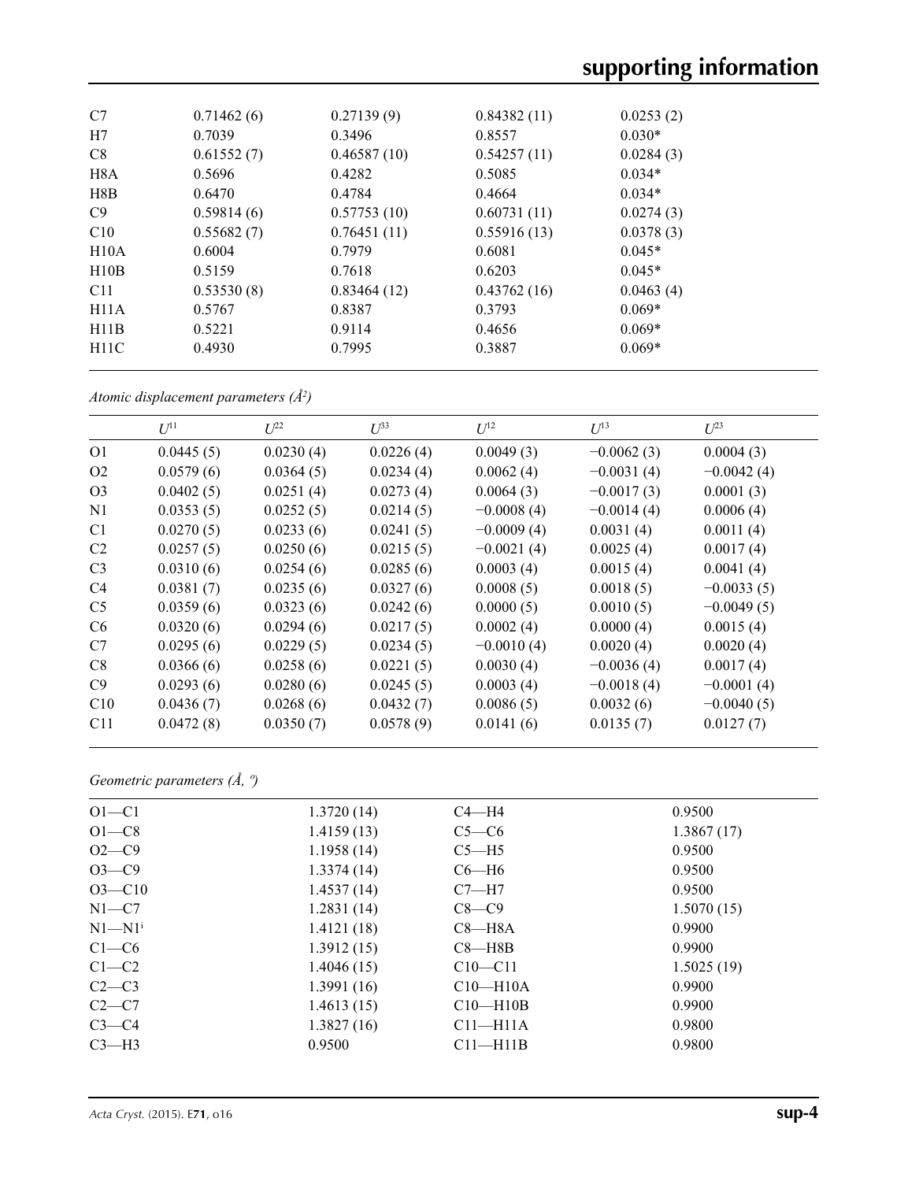| | | | | |
|---|---|---|---|---|
| C7 | 0.71462 (6) | 0.27139 (9) | 0.84382 (11) | 0.0253 (2) |
| H7 | 0.7039 | 0.3496 | 0.8557 | 0.030* |
| C8 | 0.61552 (7) | 0.46587 (10) | 0.54257 (11) | 0.0284 (3) |
| H8A | 0.5696 | 0.4282 | 0.5085 | 0.034* |
| H8B | 0.6470 | 0.4784 | 0.4664 | 0.034* |
| C9 | 0.59814 (6) | 0.57753 (10) | 0.60731 (11) | 0.0274 (3) |
| C10 | 0.55682 (7) | 0.76451 (11) | 0.55916 (13) | 0.0378 (3) |
| H10A | 0.6004 | 0.7979 | 0.6081 | 0.045* |
| H10B | 0.5159 | 0.7618 | 0.6203 | 0.045* |
| C11 | 0.53530 (8) | 0.83464 (12) | 0.43762 (16) | 0.0463 (4) |
| H11A | 0.5767 | 0.8387 | 0.3793 | 0.069* |
| H11B | 0.5221 | 0.9114 | 0.4656 | 0.069* |
| H11C | 0.4930 | 0.7995 | 0.3887 | 0.069* |

*Atomic displacement parameters (Å²)*

| | $U^{11}$ | $U^{22}$ | $U^{33}$ | $U^{12}$ | $U^{13}$ | $U^{23}$ |
|---|---|---|---|---|---|---|
| O1 | 0.0445 (5) | 0.0230 (4) | 0.0226 (4) | 0.0049 (3) | −0.0062 (3) | 0.0004 (3) |
| O2 | 0.0579 (6) | 0.0364 (5) | 0.0234 (4) | 0.0062 (4) | −0.0031 (4) | −0.0042 (4) |
| O3 | 0.0402 (5) | 0.0251 (4) | 0.0273 (4) | 0.0064 (3) | −0.0017 (3) | 0.0001 (3) |
| N1 | 0.0353 (5) | 0.0252 (5) | 0.0214 (5) | −0.0008 (4) | −0.0014 (4) | 0.0006 (4) |
| C1 | 0.0270 (5) | 0.0233 (6) | 0.0241 (5) | −0.0009 (4) | 0.0031 (4) | 0.0011 (4) |
| C2 | 0.0257 (5) | 0.0250 (6) | 0.0215 (5) | −0.0021 (4) | 0.0025 (4) | 0.0017 (4) |
| C3 | 0.0310 (6) | 0.0254 (6) | 0.0285 (6) | 0.0003 (4) | 0.0015 (4) | 0.0041 (4) |
| C4 | 0.0381 (7) | 0.0235 (6) | 0.0327 (6) | 0.0008 (5) | 0.0018 (5) | −0.0033 (5) |
| C5 | 0.0359 (6) | 0.0323 (6) | 0.0242 (6) | 0.0000 (5) | 0.0010 (5) | −0.0049 (5) |
| C6 | 0.0320 (6) | 0.0294 (6) | 0.0217 (5) | 0.0002 (4) | 0.0000 (4) | 0.0015 (4) |
| C7 | 0.0295 (6) | 0.0229 (5) | 0.0234 (5) | −0.0010 (4) | 0.0020 (4) | 0.0020 (4) |
| C8 | 0.0366 (6) | 0.0258 (6) | 0.0221 (5) | 0.0030 (4) | −0.0036 (4) | 0.0017 (4) |
| C9 | 0.0293 (6) | 0.0280 (6) | 0.0245 (5) | 0.0003 (4) | −0.0018 (4) | −0.0001 (4) |
| C10 | 0.0436 (7) | 0.0268 (6) | 0.0432 (7) | 0.0086 (5) | 0.0032 (6) | −0.0040 (5) |
| C11 | 0.0472 (8) | 0.0350 (7) | 0.0578 (9) | 0.0141 (6) | 0.0135 (7) | 0.0127 (7) |

*Geometric parameters (Å, º)*

| | | | |
|---|---|---|---|
| O1—C1 | 1.3720 (14) | C4—H4 | 0.9500 |
| O1—C8 | 1.4159 (13) | C5—C6 | 1.3867 (17) |
| O2—C9 | 1.1958 (14) | C5—H5 | 0.9500 |
| O3—C9 | 1.3374 (14) | C6—H6 | 0.9500 |
| O3—C10 | 1.4537 (14) | C7—H7 | 0.9500 |
| N1—C7 | 1.2831 (14) | C8—C9 | 1.5070 (15) |
| N1—N1$^{i}$ | 1.4121 (18) | C8—H8A | 0.9900 |
| C1—C6 | 1.3912 (15) | C8—H8B | 0.9900 |
| C1—C2 | 1.4046 (15) | C10—C11 | 1.5025 (19) |
| C2—C3 | 1.3991 (16) | C10—H10A | 0.9900 |
| C2—C7 | 1.4613 (15) | C10—H10B | 0.9900 |
| C3—C4 | 1.3827 (16) | C11—H11A | 0.9800 |
| C3—H3 | 0.9500 | C11—H11B | 0.9800 |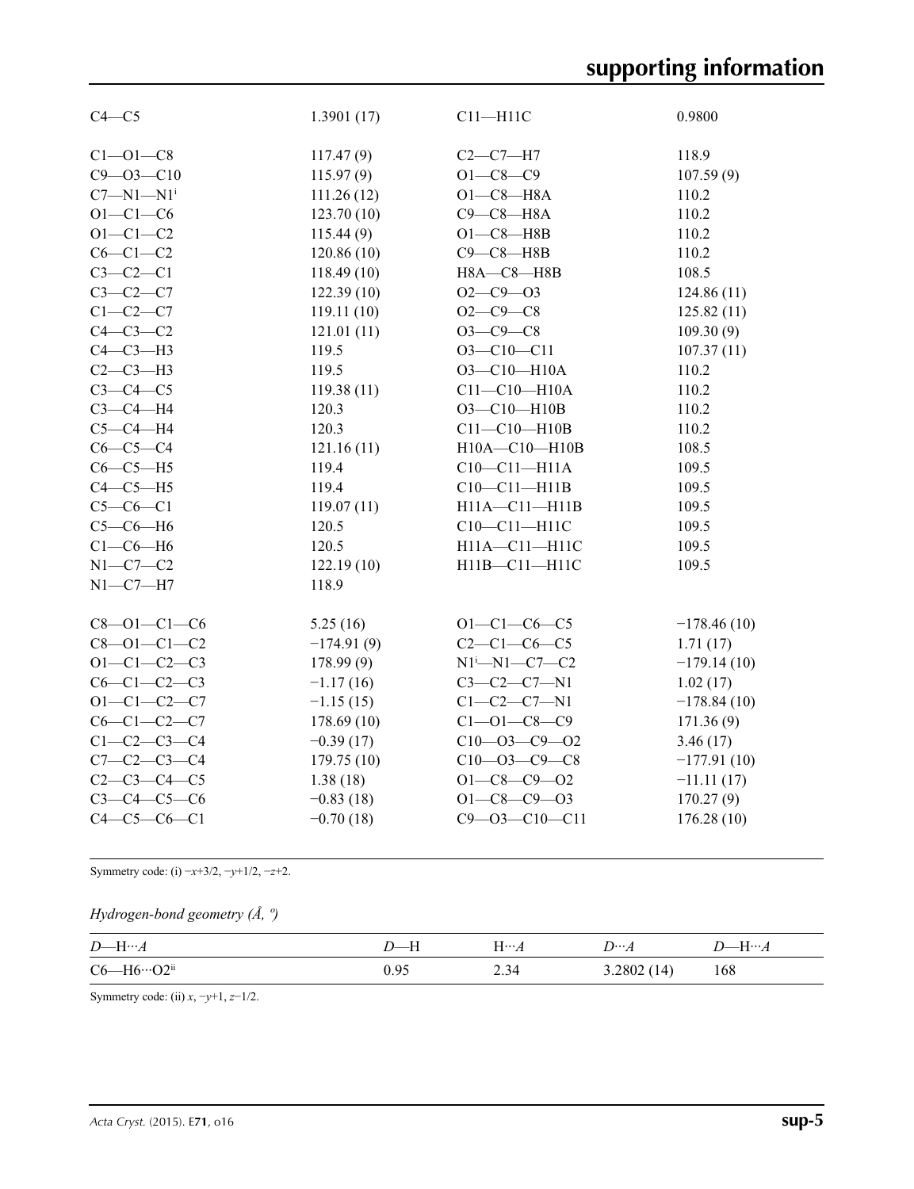| | | | |
|---|---|---|---|
| C4—C5 | 1.3901 (17) | C11—H11C | 0.9800 |
| | | | |
| C1—O1—C8 | 117.47 (9) | C2—C7—H7 | 118.9 |
| C9—O3—C10 | 115.97 (9) | O1—C8—C9 | 107.59 (9) |
| C7—N1—N1$^{i}$ | 111.26 (12) | O1—C8—H8A | 110.2 |
| O1—C1—C6 | 123.70 (10) | C9—C8—H8A | 110.2 |
| O1—C1—C2 | 115.44 (9) | O1—C8—H8B | 110.2 |
| C6—C1—C2 | 120.86 (10) | C9—C8—H8B | 110.2 |
| C3—C2—C1 | 118.49 (10) | H8A—C8—H8B | 108.5 |
| C3—C2—C7 | 122.39 (10) | O2—C9—O3 | 124.86 (11) |
| C1—C2—C7 | 119.11 (10) | O2—C9—C8 | 125.82 (11) |
| C4—C3—C2 | 121.01 (11) | O3—C9—C8 | 109.30 (9) |
| C4—C3—H3 | 119.5 | O3—C10—C11 | 107.37 (11) |
| C2—C3—H3 | 119.5 | O3—C10—H10A | 110.2 |
| C3—C4—C5 | 119.38 (11) | C11—C10—H10A | 110.2 |
| C3—C4—H4 | 120.3 | O3—C10—H10B | 110.2 |
| C5—C4—H4 | 120.3 | C11—C10—H10B | 110.2 |
| C6—C5—C4 | 121.16 (11) | H10A—C10—H10B | 108.5 |
| C6—C5—H5 | 119.4 | C10—C11—H11A | 109.5 |
| C4—C5—H5 | 119.4 | C10—C11—H11B | 109.5 |
| C5—C6—C1 | 119.07 (11) | H11A—C11—H11B | 109.5 |
| C5—C6—H6 | 120.5 | C10—C11—H11C | 109.5 |
| C1—C6—H6 | 120.5 | H11A—C11—H11C | 109.5 |
| N1—C7—C2 | 122.19 (10) | H11B—C11—H11C | 109.5 |
| N1—C7—H7 | 118.9 | | |
| | | | |
| C8—O1—C1—C6 | 5.25 (16) | O1—C1—C6—C5 | −178.46 (10) |
| C8—O1—C1—C2 | −174.91 (9) | C2—C1—C6—C5 | 1.71 (17) |
| O1—C1—C2—C3 | 178.99 (9) | N1$^{i}$—N1—C7—C2 | −179.14 (10) |
| C6—C1—C2—C3 | −1.17 (16) | C3—C2—C7—N1 | 1.02 (17) |
| O1—C1—C2—C7 | −1.15 (15) | C1—C2—C7—N1 | −178.84 (10) |
| C6—C1—C2—C7 | 178.69 (10) | C1—O1—C8—C9 | 171.36 (9) |
| C1—C2—C3—C4 | −0.39 (17) | C10—O3—C9—O2 | 3.46 (17) |
| C7—C2—C3—C4 | 179.75 (10) | C10—O3—C9—C8 | −177.91 (10) |
| C2—C3—C4—C5 | 1.38 (18) | O1—C8—C9—O2 | −11.11 (17) |
| C3—C4—C5—C6 | −0.83 (18) | O1—C8—C9—O3 | 170.27 (9) |
| C4—C5—C6—C1 | −0.70 (18) | C9—O3—C10—C11 | 176.28 (10) |

Symmetry code: (i) $-x+3/2, -y+1/2, -z+2$.

*Hydrogen-bond geometry (Å, º)*

| *D*—H···*A* | *D*—H | H···*A* | *D*···*A* | *D*—H···*A* |
|---|---|---|---|---|
| C6—H6···O2$^{ii}$ | 0.95 | 2.34 | 3.2802 (14) | 168 |

Symmetry code: (ii) $x, -y+1, z-1/2$.